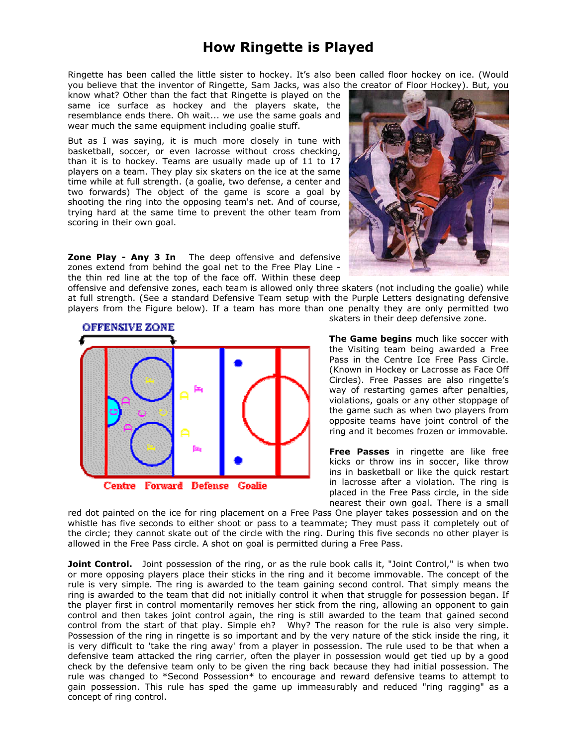# How Ringette is Played

Ringette has been called the little sister to hockey. It's also been called floor hockey on ice. (Would you believe that the inventor of Ringette, Sam Jacks, was also the creator of Floor Hockey). But, you know what? Other than the fact that Ringette is played on the same ice surface as hockey and the players skate, the resemblance ends there. Oh wait... we use the same goals and wear much the same equipment including goalie stuff.

But as I was saying, it is much more closely in tune with basketball, soccer, or even lacrosse without cross checking, than it is to hockey. Teams are usually made up of 11 to 17 players on a team. They play six skaters on the ice at the same time while at full strength. (a goalie, two defense, a center and two forwards) The object of the game is score a goal by shooting the ring into the opposing team's net. And of course, trying hard at the same time to prevent the other team from scoring in their own goal.

**Zone Play - Any 3 In** The deep offensive and defensive zones extend from behind the goal net to the Free Play Line - the thin red line at the top of the face off. Within these deep offensive and defensive zones, each team is allowed only three skaters (not including the goalie) while at full strength. (See a standard Defensive Team setup with the Purple Letters designating defensive players from the Figure below). If a team has more than one penalty they are only permitted two skaters in their deep defensive zone.

OFFENSIVE ZONE

Centre Forward Defense Goalie

**The Game begins** much like soccer with the Visiting team being awarded a Free Pass in the Centre Ice Free Pass Circle. (Known in Hockey or Lacrosse as Face Off Circles). Free Passes are also ringette's way of restarting games after penalties, violations, goals or any other stoppage of the game such as when two players from opposite teams have joint control of the ring and it becomes frozen or immovable.

**Free Passes** in ringette are like free kicks or throw ins in soccer, like throw ins in basketball or like the quick restart in lacrosse after a violation. The ring is placed in the Free Pass circle, in the side nearest their own goal. There is a small red dot painted on the ice for ring placement on a Free Pass One player takes possession and on the whistle has five seconds to either shoot or pass to a teammate; They must pass it completely out of the circle; they cannot skate out of the circle with the ring. During this five seconds no other player is allowed in the Free Pass circle. A shot on goal is permitted during a Free Pass.

**Joint Control.** Joint possession of the ring, or as the rule book calls it, "Joint Control," is when two or more opposing players place their sticks in the ring and it become immovable. The concept of the rule is very simple. The ring is awarded to the team gaining second control. That simply means the ring is awarded to the team that did not initially control it when that struggle for possession began. If the player first in control momentarily removes her stick from the ring, allowing an opponent to gain control and then takes joint control again, the ring is still awarded to the team that gained second control from the start of that play. Simple eh? Why? The reason for the rule is also very simple. Possession of the ring in ringette is so important and by the very nature of the stick inside the ring, it is very difficult to 'take the ring away' from a player in possession. The rule used to be that when a defensive team attacked the ring carrier, often the player in possession would get tied up by a good check by the defensive team only to be given the ring back because they had initial possession. The rule was changed to *Second Possession* to encourage and reward defensive teams to attempt to gain possession. This rule has sped the game up immeasurably and reduced "ring ragging" as a concept of ring control.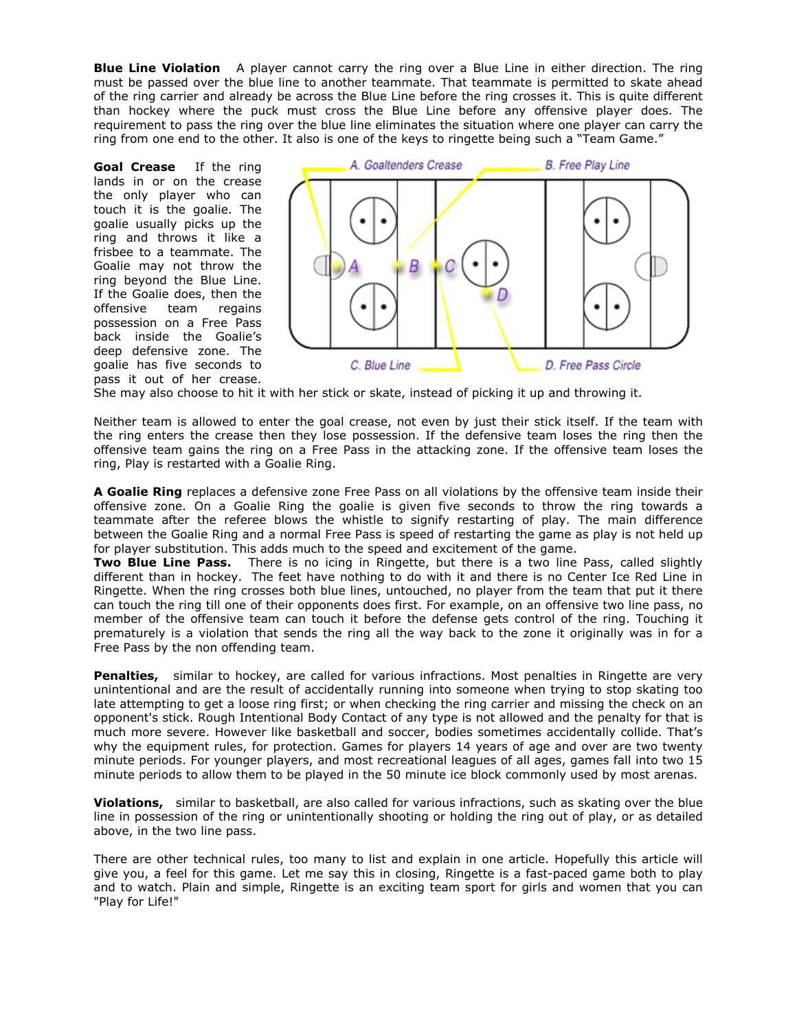**Blue Line Violation** A player cannot carry the ring over a Blue Line in either direction. The ring must be passed over the blue line to another teammate. That teammate is permitted to skate ahead of the ring carrier and already be across the Blue Line before the ring crosses it. This is quite different than hockey where the puck must cross the Blue Line before any offensive player does. The requirement to pass the ring over the blue line eliminates the situation where one player can carry the ring from one end to the other. It also is one of the keys to ringette being such a "Team Game."

**Goal Crease** If the ring lands in or on the crease the only player who can touch it is the goalie. The goalie usually picks up the ring and throws it like a frisbee to a teammate. The Goalie may not throw the ring beyond the Blue Line. If the Goalie does, then the offensive team regains possession on a Free Pass back inside the Goalie's deep defensive zone. The goalie has five seconds to pass it out of her crease. She may also choose to hit it with her stick or skate, instead of picking it up and throwing it.

A. Goaltenders Crease

B. Free Play Line

C. Blue Line

D. Free Pass Circle

Neither team is allowed to enter the goal crease, not even by just their stick itself. If the team with the ring enters the crease then they lose possession. If the defensive team loses the ring then the offensive team gains the ring on a Free Pass in the attacking zone. If the offensive team loses the ring, Play is restarted with a Goalie Ring.

**A Goalie Ring** replaces a defensive zone Free Pass on all violations by the offensive team inside their offensive zone. On a Goalie Ring the goalie is given five seconds to throw the ring towards a teammate after the referee blows the whistle to signify restarting of play. The main difference between the Goalie Ring and a normal Free Pass is speed of restarting the game as play is not held up for player substitution. This adds much to the speed and excitement of the game.

**Two Blue Line Pass.** There is no icing in Ringette, but there is a two line Pass, called slightly different than in hockey. The feet have nothing to do with it and there is no Center Ice Red Line in Ringette. When the ring crosses both blue lines, untouched, no player from the team that put it there can touch the ring till one of their opponents does first. For example, on an offensive two line pass, no member of the offensive team can touch it before the defense gets control of the ring. Touching it prematurely is a violation that sends the ring all the way back to the zone it originally was in for a Free Pass by the non offending team.

**Penalties,** similar to hockey, are called for various infractions. Most penalties in Ringette are very unintentional and are the result of accidentally running into someone when trying to stop skating too late attempting to get a loose ring first; or when checking the ring carrier and missing the check on an opponent's stick. Rough Intentional Body Contact of any type is not allowed and the penalty for that is much more severe. However like basketball and soccer, bodies sometimes accidentally collide. That's why the equipment rules, for protection. Games for players 14 years of age and over are two twenty minute periods. For younger players, and most recreational leagues of all ages, games fall into two 15 minute periods to allow them to be played in the 50 minute ice block commonly used by most arenas.

**Violations,** similar to basketball, are also called for various infractions, such as skating over the blue line in possession of the ring or unintentionally shooting or holding the ring out of play, or as detailed above, in the two line pass.

There are other technical rules, too many to list and explain in one article. Hopefully this article will give you, a feel for this game. Let me say this in closing, Ringette is a fast-paced game both to play and to watch. Plain and simple, Ringette is an exciting team sport for girls and women that you can "Play for Life!"